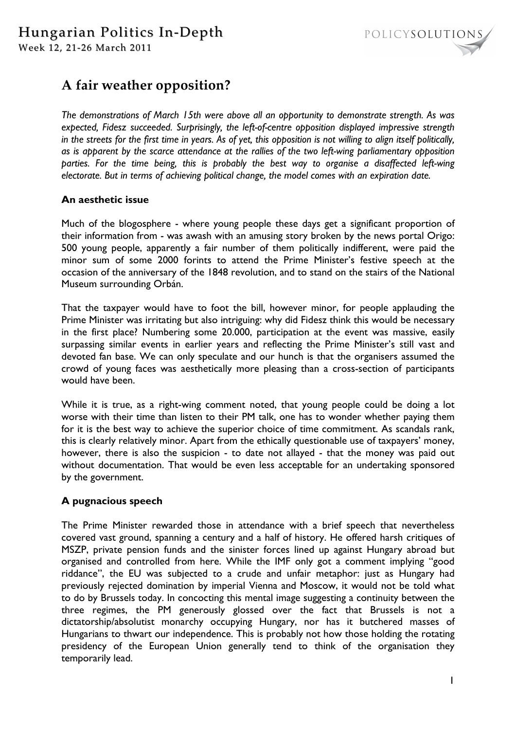# A fair weather opposition?

*The demonstrations of March 15th were above all an opportunity to demonstrate strength. As was expected, Fidesz succeeded. Surprisingly, the left-of-centre opposition displayed impressive strength in the streets for the first time in years. As of yet, this opposition is not willing to align itself politically, as is apparent by the scarce attendance at the rallies of the two left-wing parliamentary opposition parties. For the time being, this is probably the best way to organise a disaffected left-wing electorate. But in terms of achieving political change, the model comes with an expiration date.*

### An aesthetic issue

Much of the blogosphere - where young people these days get a significant proportion of their information from - was awash with an amusing story broken by the news portal Origo: 500 young people, apparently a fair number of them politically indifferent, were paid the minor sum of some 2000 forints to attend the Prime Minister's festive speech at the occasion of the anniversary of the 1848 revolution, and to stand on the stairs of the National Museum surrounding Orbán.

That the taxpayer would have to foot the bill, however minor, for people applauding the Prime Minister was irritating but also intriguing: why did Fidesz think this would be necessary in the first place? Numbering some 20.000, participation at the event was massive, easily surpassing similar events in earlier years and reflecting the Prime Minister's still vast and devoted fan base. We can only speculate and our hunch is that the organisers assumed the crowd of young faces was aesthetically more pleasing than a cross-section of participants would have been.

While it is true, as a right-wing comment noted, that young people could be doing a lot worse with their time than listen to their PM talk, one has to wonder whether paying them for it is the best way to achieve the superior choice of time commitment. As scandals rank, this is clearly relatively minor. Apart from the ethically questionable use of taxpayers' money, however, there is also the suspicion - to date not allayed - that the money was paid out without documentation. That would be even less acceptable for an undertaking sponsored by the government.

### A pugnacious speech

The Prime Minister rewarded those in attendance with a brief speech that nevertheless covered vast ground, spanning a century and a half of history. He offered harsh critiques of MSZP, private pension funds and the sinister forces lined up against Hungary abroad but organised and controlled from here. While the IMF only got a comment implying "good riddance", the EU was subjected to a crude and unfair metaphor: just as Hungary had previously rejected domination by imperial Vienna and Moscow, it would not be told what to do by Brussels today. In concocting this mental image suggesting a continuity between the three regimes, the PM generously glossed over the fact that Brussels is not a dictatorship/absolutist monarchy occupying Hungary, nor has it butchered masses of Hungarians to thwart our independence. This is probably not how those holding the rotating presidency of the European Union generally tend to think of the organisation they temporarily lead.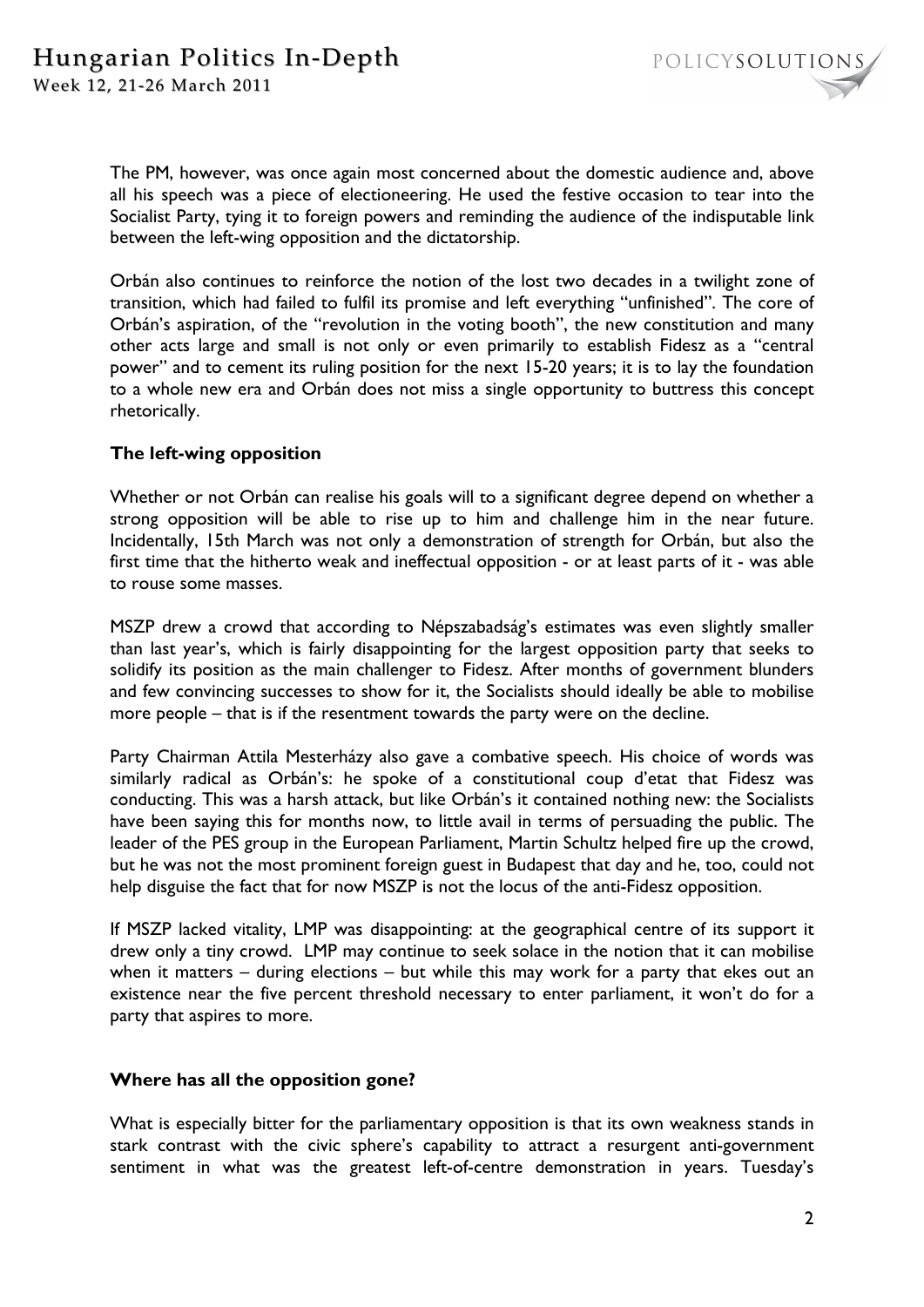The PM, however, was once again most concerned about the domestic audience and, above all his speech was a piece of electioneering. He used the festive occasion to tear into the Socialist Party, tying it to foreign powers and reminding the audience of the indisputable link between the left-wing opposition and the dictatorship.

Orbán also continues to reinforce the notion of the lost two decades in a twilight zone of transition, which had failed to fulfil its promise and left everything "unfinished". The core of Orbán's aspiration, of the "revolution in the voting booth", the new constitution and many other acts large and small is not only or even primarily to establish Fidesz as a "central power" and to cement its ruling position for the next 15-20 years; it is to lay the foundation to a whole new era and Orbán does not miss a single opportunity to buttress this concept rhetorically.

**The left-wing opposition**

Whether or not Orbán can realise his goals will to a significant degree depend on whether a strong opposition will be able to rise up to him and challenge him in the near future. Incidentally, 15th March was not only a demonstration of strength for Orbán, but also the first time that the hitherto weak and ineffectual opposition - or at least parts of it - was able to rouse some masses.

MSZP drew a crowd that according to Népszabadság's estimates was even slightly smaller than last year's, which is fairly disappointing for the largest opposition party that seeks to solidify its position as the main challenger to Fidesz. After months of government blunders and few convincing successes to show for it, the Socialists should ideally be able to mobilise more people – that is if the resentment towards the party were on the decline.

Party Chairman Attila Mesterházy also gave a combative speech. His choice of words was similarly radical as Orbán's: he spoke of a constitutional coup d'etat that Fidesz was conducting. This was a harsh attack, but like Orbán's it contained nothing new: the Socialists have been saying this for months now, to little avail in terms of persuading the public. The leader of the PES group in the European Parliament, Martin Schultz helped fire up the crowd, but he was not the most prominent foreign guest in Budapest that day and he, too, could not help disguise the fact that for now MSZP is not the locus of the anti-Fidesz opposition.

If MSZP lacked vitality, LMP was disappointing: at the geographical centre of its support it drew only a tiny crowd. LMP may continue to seek solace in the notion that it can mobilise when it matters – during elections – but while this may work for a party that ekes out an existence near the five percent threshold necessary to enter parliament, it won't do for a party that aspires to more.

**Where has all the opposition gone?**

What is especially bitter for the parliamentary opposition is that its own weakness stands in stark contrast with the civic sphere's capability to attract a resurgent anti-government sentiment in what was the greatest left-of-centre demonstration in years. Tuesday's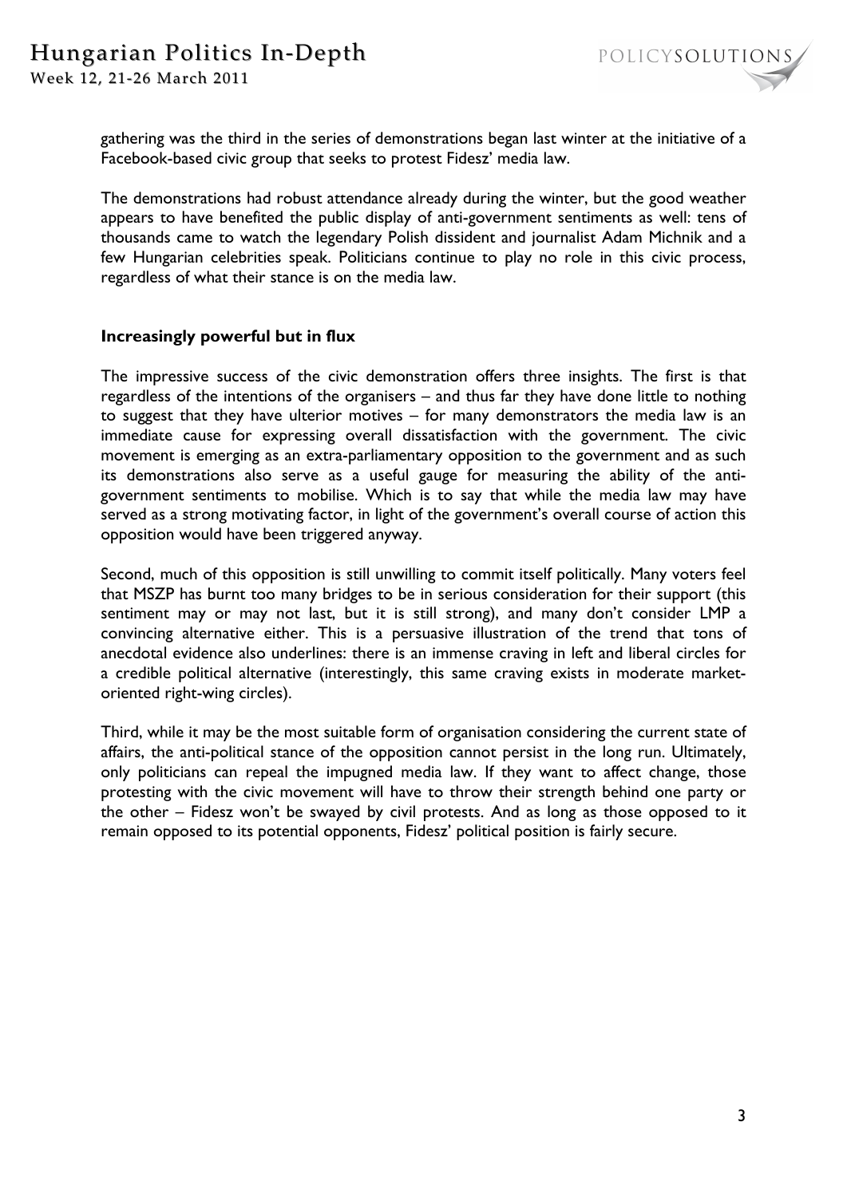gathering was the third in the series of demonstrations began last winter at the initiative of a Facebook-based civic group that seeks to protest Fidesz' media law.

The demonstrations had robust attendance already during the winter, but the good weather appears to have benefited the public display of anti-government sentiments as well: tens of thousands came to watch the legendary Polish dissident and journalist Adam Michnik and a few Hungarian celebrities speak. Politicians continue to play no role in this civic process, regardless of what their stance is on the media law.

**Increasingly powerful but in flux**

The impressive success of the civic demonstration offers three insights. The first is that regardless of the intentions of the organisers – and thus far they have done little to nothing to suggest that they have ulterior motives – for many demonstrators the media law is an immediate cause for expressing overall dissatisfaction with the government. The civic movement is emerging as an extra-parliamentary opposition to the government and as such its demonstrations also serve as a useful gauge for measuring the ability of the anti-government sentiments to mobilise. Which is to say that while the media law may have served as a strong motivating factor, in light of the government's overall course of action this opposition would have been triggered anyway.

Second, much of this opposition is still unwilling to commit itself politically. Many voters feel that MSZP has burnt too many bridges to be in serious consideration for their support (this sentiment may or may not last, but it is still strong), and many don't consider LMP a convincing alternative either. This is a persuasive illustration of the trend that tons of anecdotal evidence also underlines: there is an immense craving in left and liberal circles for a credible political alternative (interestingly, this same craving exists in moderate market-oriented right-wing circles).

Third, while it may be the most suitable form of organisation considering the current state of affairs, the anti-political stance of the opposition cannot persist in the long run. Ultimately, only politicians can repeal the impugned media law. If they want to affect change, those protesting with the civic movement will have to throw their strength behind one party or the other – Fidesz won't be swayed by civil protests. And as long as those opposed to it remain opposed to its potential opponents, Fidesz' political position is fairly secure.